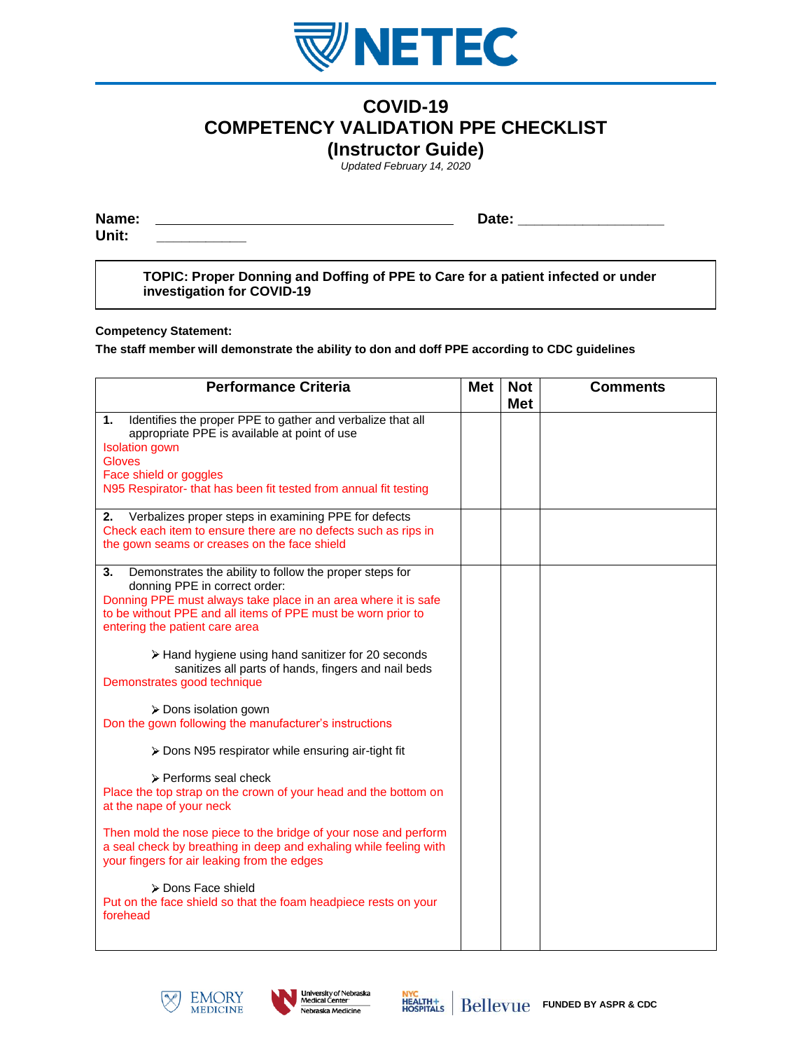NETEC

# COVID-19
# COMPETENCY VALIDATION PPE CHECKLIST
# (Instructor Guide)

*Updated February 14, 2020*

**Name:** ________________________________________ **Date:** __________________

**Unit:** ___________

**TOPIC: Proper Donning and Doffing of PPE to Care for a patient infected or under investigation for COVID-19**

**Competency Statement:**

**The staff member will demonstrate the ability to don and doff PPE according to CDC guidelines**

| Performance Criteria | Met | Not Met | Comments |
|---|---|---|---|
| **1.** Identifies the proper PPE to gather and verbalize that all appropriate PPE is available at point of use<br>Isolation gown<br>Gloves<br>Face shield or goggles<br>N95 Respirator- that has been fit tested from annual fit testing | | | |
| **2.** Verbalizes proper steps in examining PPE for defects<br>Check each item to ensure there are no defects such as rips in the gown seams or creases on the face shield | | | |
| **3.** Demonstrates the ability to follow the proper steps for donning PPE in correct order:<br>Donning PPE must always take place in an area where it is safe to be without PPE and all items of PPE must be worn prior to entering the patient care area<br><br>➢ Hand hygiene using hand sanitizer for 20 seconds sanitizes all parts of hands, fingers and nail beds<br>Demonstrates good technique<br><br>➢ Dons isolation gown<br>Don the gown following the manufacturer's instructions<br><br>➢ Dons N95 respirator while ensuring air-tight fit<br><br>➢ Performs seal check<br>Place the top strap on the crown of your head and the bottom on at the nape of your neck<br><br>Then mold the nose piece to the bridge of your nose and perform a seal check by breathing in deep and exhaling while feeling with your fingers for air leaking from the edges<br><br>➢ Dons Face shield<br>Put on the face shield so that the foam headpiece rests on your forehead | | | |

EMORY MEDICINE | University of Nebraska Medical Center / Nebraska Medicine | NYC HEALTH + HOSPITALS | Bellevue | FUNDED BY ASPR & CDC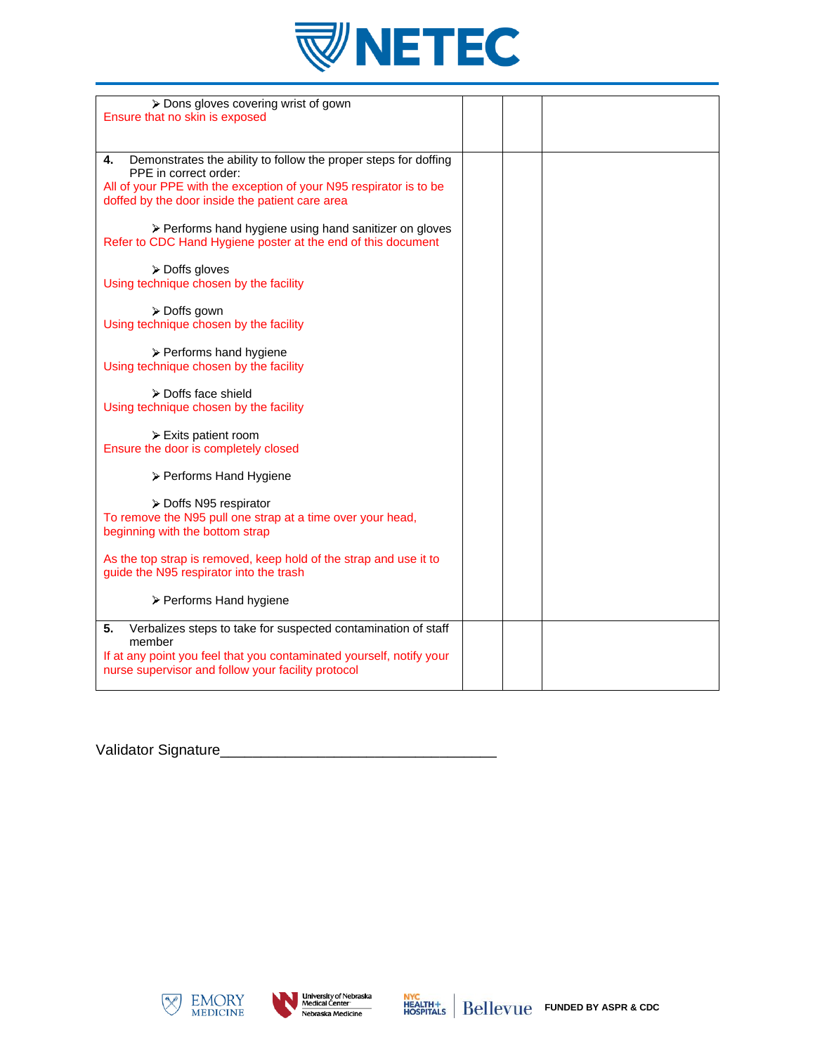| | | | |
|---|---|---|---|
| ➢ Dons gloves covering wrist of gown<br>Ensure that no skin is exposed | | | |
| **4.** Demonstrates the ability to follow the proper steps for doffing PPE in correct order:<br>All of your PPE with the exception of your N95 respirator is to be doffed by the door inside the patient care area<br><br>➢ Performs hand hygiene using hand sanitizer on gloves<br>Refer to CDC Hand Hygiene poster at the end of this document<br><br>➢ Doffs gloves<br>Using technique chosen by the facility<br><br>➢ Doffs gown<br>Using technique chosen by the facility<br><br>➢ Performs hand hygiene<br>Using technique chosen by the facility<br><br>➢ Doffs face shield<br>Using technique chosen by the facility<br><br>➢ Exits patient room<br>Ensure the door is completely closed<br><br>➢ Performs Hand Hygiene<br><br>➢ Doffs N95 respirator<br>To remove the N95 pull one strap at a time over your head, beginning with the bottom strap<br><br>As the top strap is removed, keep hold of the strap and use it to guide the N95 respirator into the trash<br><br>➢ Performs Hand hygiene | | | |
| **5.** Verbalizes steps to take for suspected contamination of staff member<br>If at any point you feel that you contaminated yourself, notify your nurse supervisor and follow your facility protocol | | | |

Validator Signature_________________________________

FUNDED BY ASPR & CDC